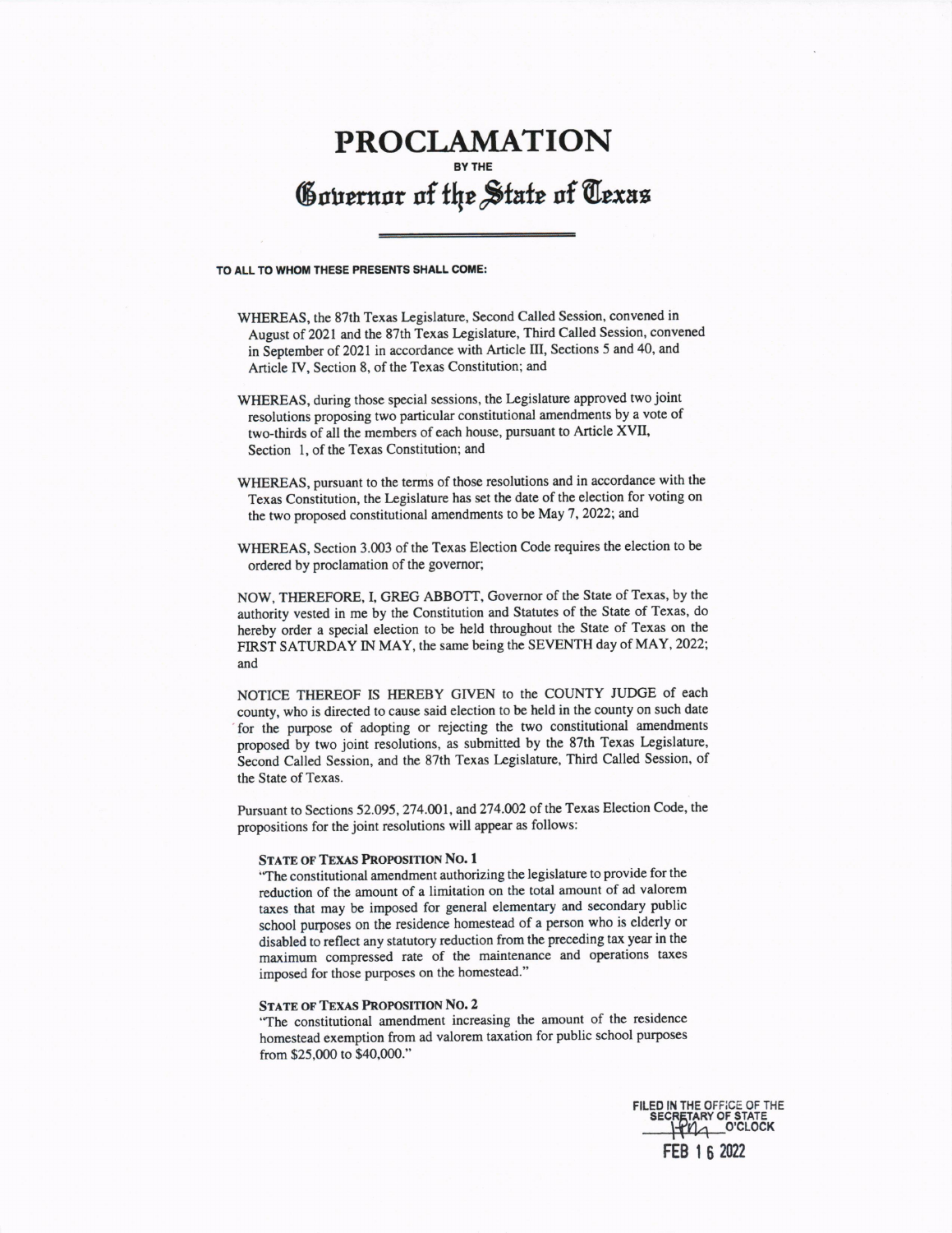# PROCLAMATION

BY THE

## Governor of the State of Texas

**TO ALL TO WHOM THESE PRESENTS SHALL COME:**

WHEREAS, the 87th Texas Legislature, Second Called Session, convened in August of 2021 and the 87th Texas Legislature, Third Called Session, convened in September of 2021 in accordance with Article III, Sections 5 and 40, and Article IV, Section 8, of the Texas Constitution; and

WHEREAS, during those special sessions, the Legislature approved two joint resolutions proposing two particular constitutional amendments by a vote of two-thirds of all the members of each house, pursuant to Article XVII, Section 1, of the Texas Constitution; and

WHEREAS, pursuant to the terms of those resolutions and in accordance with the Texas Constitution, the Legislature has set the date of the election for voting on the two proposed constitutional amendments to be May 7, 2022; and

WHEREAS, Section 3.003 of the Texas Election Code requires the election to be ordered by proclamation of the governor;

NOW, THEREFORE, I, GREG ABBOTT, Governor of the State of Texas, by the authority vested in me by the Constitution and Statutes of the State of Texas, do hereby order a special election to be held throughout the State of Texas on the FIRST SATURDAY IN MAY, the same being the SEVENTH day of MAY, 2022; and

NOTICE THEREOF IS HEREBY GIVEN to the COUNTY JUDGE of each county, who is directed to cause said election to be held in the county on such date for the purpose of adopting or rejecting the two constitutional amendments proposed by two joint resolutions, as submitted by the 87th Texas Legislature, Second Called Session, and the 87th Texas Legislature, Third Called Session, of the State of Texas.

Pursuant to Sections 52.095, 274.001, and 274.002 of the Texas Election Code, the propositions for the joint resolutions will appear as follows:

**STATE OF TEXAS PROPOSITION NO. 1**

"The constitutional amendment authorizing the legislature to provide for the reduction of the amount of a limitation on the total amount of ad valorem taxes that may be imposed for general elementary and secondary public school purposes on the residence homestead of a person who is elderly or disabled to reflect any statutory reduction from the preceding tax year in the maximum compressed rate of the maintenance and operations taxes imposed for those purposes on the homestead."

**STATE OF TEXAS PROPOSITION NO. 2**

"The constitutional amendment increasing the amount of the residence homestead exemption from ad valorem taxation for public school purposes from $25,000 to $40,000."

FILED IN THE OFFICE OF THE SECRETARY OF STATE
4pm O'CLOCK
FEB 16 2022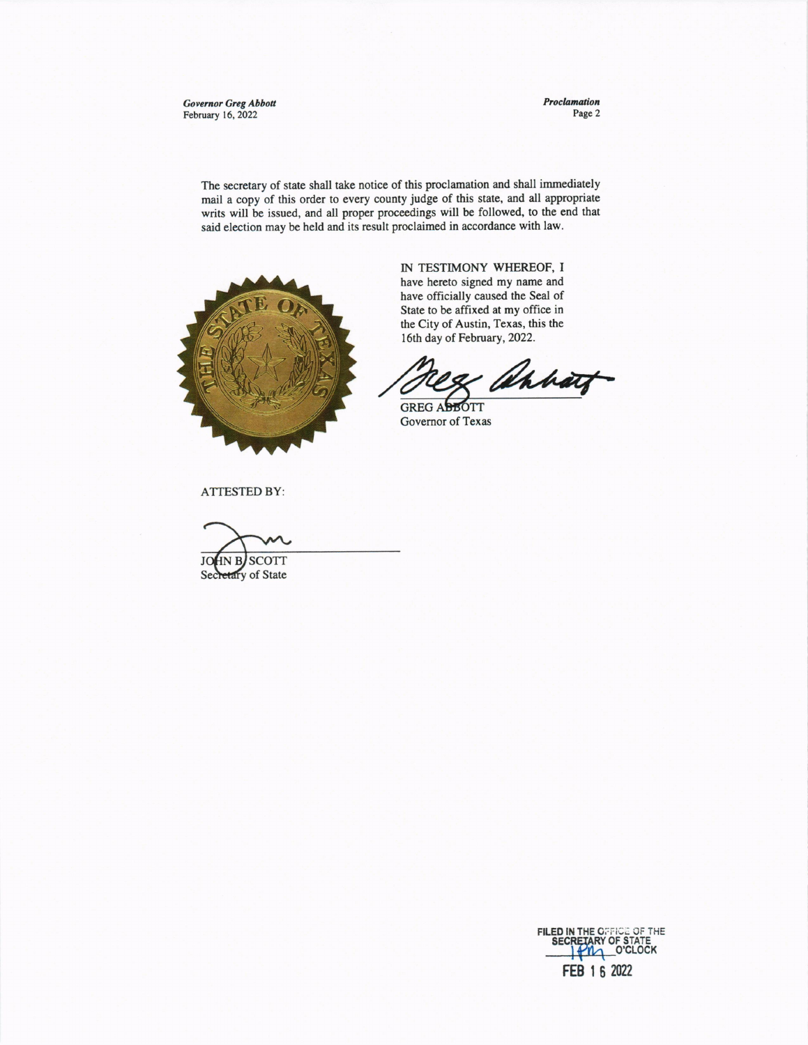The secretary of state shall take notice of this proclamation and shall immediately mail a copy of this order to every county judge of this state, and all appropriate writs will be issued, and all proper proceedings will be followed, to the end that said election may be held and its result proclaimed in accordance with law.

IN TESTIMONY WHEREOF, I have hereto signed my name and have officially caused the Seal of State to be affixed at my office in the City of Austin, Texas, this the 16th day of February, 2022.

GREG ABBOTT
Governor of Texas

ATTESTED BY:

JOHN B. SCOTT
Secretary of State

FILED IN THE OFFICE OF THE SECRETARY OF STATE
1PM O'CLOCK
FEB 16 2022